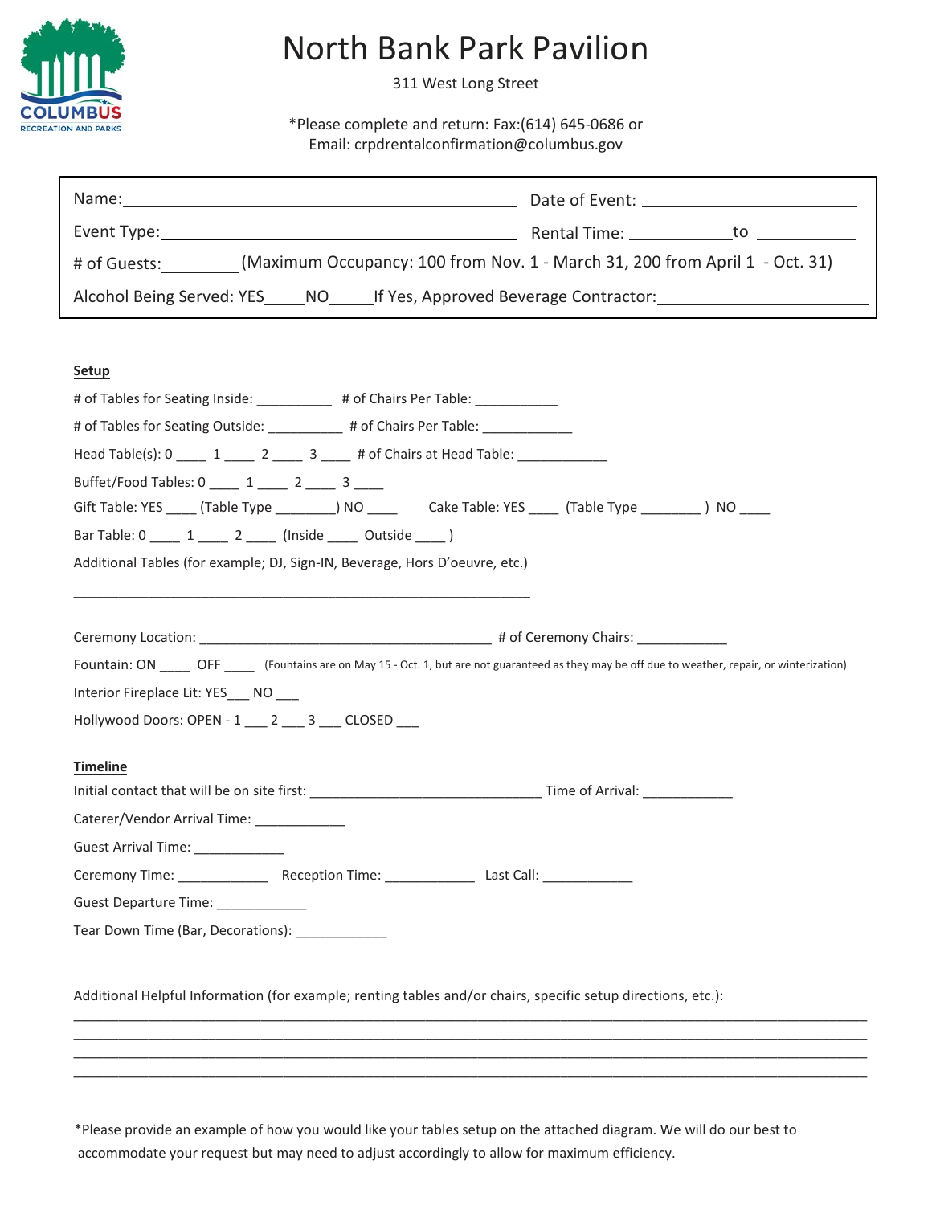# North Bank Park Pavilion

311 West Long Street

*Please complete and return: Fax:(614) 645-0686 or
Email: crpdrentalconfirmation@columbus.gov

Name:_______________________________________________ Date of Event: __________________________

Event Type:__________________________________________ Rental Time: ____________to ___________

# of Guests:________ (Maximum Occupancy: 100 from Nov. 1 - March 31, 200 from April 1 - Oct. 31)

Alcohol Being Served: YES_____NO_____If Yes, Approved Beverage Contractor:_______________________

**Setup**

# of Tables for Seating Inside: __________ # of Chairs Per Table: ___________

# of Tables for Seating Outside: __________ # of Chairs Per Table: ____________

Head Table(s): 0 ____ 1 ____ 2 ____ 3 ____ # of Chairs at Head Table: ____________

Buffet/Food Tables: 0 ____ 1 ____ 2 ____ 3 ____

Gift Table: YES ____ (Table Type ________) NO ____ Cake Table: YES ____ (Table Type ________ ) NO ____

Bar Table: 0 ____ 1 ____ 2 ____ (Inside ____ Outside ____ )

Additional Tables (for example; DJ, Sign-IN, Beverage, Hors D'oeuvre, etc.)

_____________________________________________________________

Ceremony Location: _______________________________________ # of Ceremony Chairs: ____________

Fountain: ON ____ OFF ____ (Fountains are on May 15 - Oct. 1, but are not guaranteed as they may be off due to weather, repair, or winterization)

Interior Fireplace Lit: YES___ NO ___

Hollywood Doors: OPEN - 1 ___ 2 ___ 3 ___ CLOSED ___

**Timeline**

Initial contact that will be on site first: _______________________________ Time of Arrival: ____________

Caterer/Vendor Arrival Time: ____________

Guest Arrival Time: ____________

Ceremony Time: ____________ Reception Time: ____________ Last Call: ____________

Guest Departure Time: ____________

Tear Down Time (Bar, Decorations): ____________

Additional Helpful Information (for example; renting tables and/or chairs, specific setup directions, etc.):

_____________________________________________________________________________________________
_____________________________________________________________________________________________
_____________________________________________________________________________________________
_____________________________________________________________________________________________

*Please provide an example of how you would like your tables setup on the attached diagram. We will do our best to accommodate your request but may need to adjust accordingly to allow for maximum efficiency.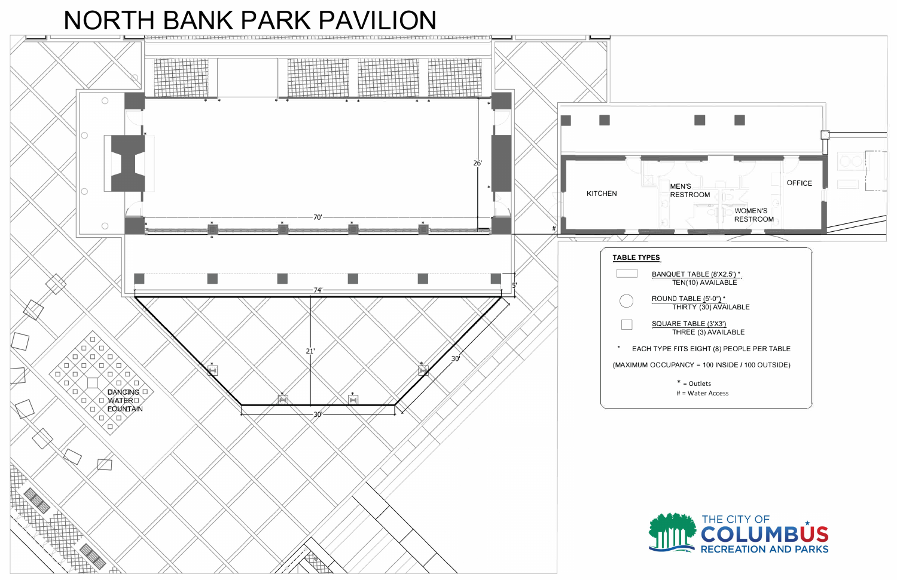# NORTH BANK PARK PAVILION

26'

70'

74'

5'

21'

30'

30'

KITCHEN

MEN'S RESTROOM

WOMEN'S RESTROOM

OFFICE

DANCING WATER FOUNTAIN

**TABLE TYPES**

BANQUET TABLE (8'X2.5') *
TEN(10) AVAILABLE

ROUND TABLE (5'-0") *
THIRTY (30) AVAILABLE

SQUARE TABLE (3'X3')
THREE (3) AVAILABLE

* EACH TYPE FITS EIGHT (8) PEOPLE PER TABLE

(MAXIMUM OCCUPANCY = 100 INSIDE / 100 OUTSIDE)

* = Outlets
# = Water Access

THE CITY OF COLUMBUS
RECREATION AND PARKS